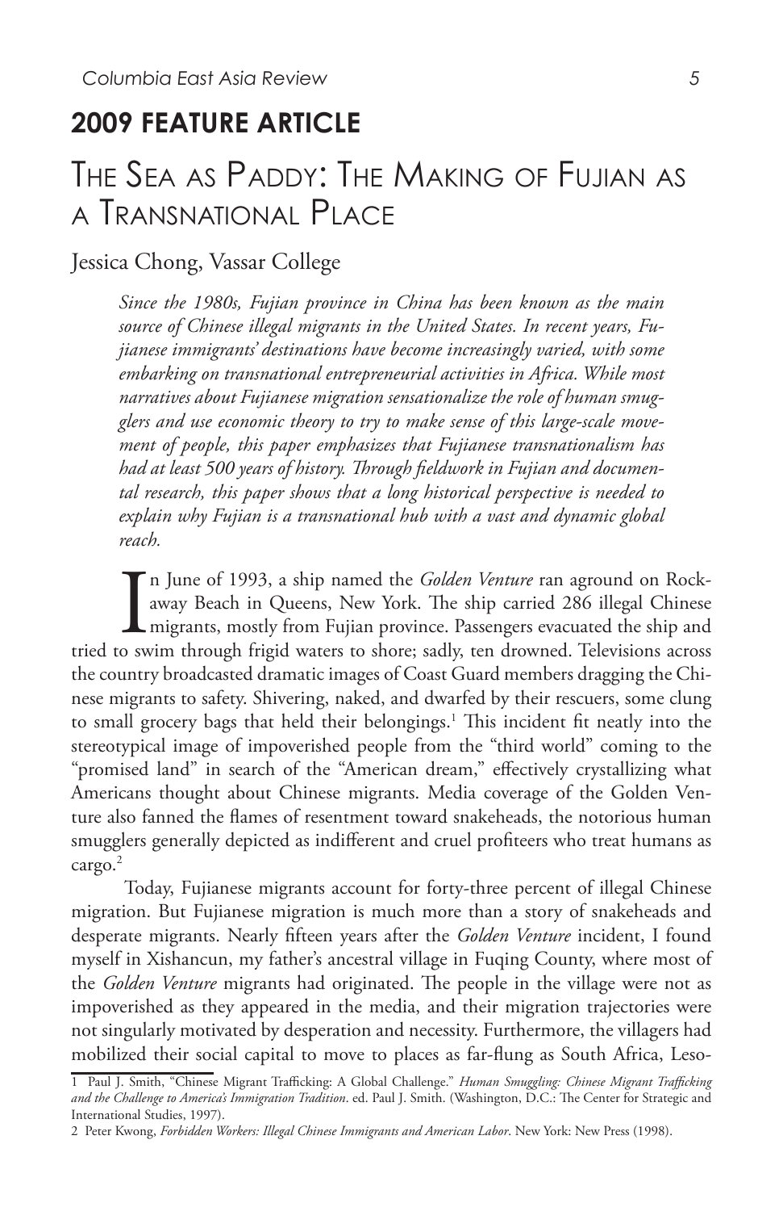## 2009 FEATURE ARTICLE

# The Sea as Paddy: The Making of Fujian as a Transnational Place

Jessica Chong, Vassar College

*Since the 1980s, Fujian province in China has been known as the main source of Chinese illegal migrants in the United States. In recent years, Fujianese immigrants' destinations have become increasingly varied, with some embarking on transnational entrepreneurial activities in Africa. While most narratives about Fujianese migration sensationalize the role of human smugglers and use economic theory to try to make sense of this large-scale movement of people, this paper emphasizes that Fujianese transnationalism has had at least 500 years of history. Through fieldwork in Fujian and documental research, this paper shows that a long historical perspective is needed to explain why Fujian is a transnational hub with a vast and dynamic global reach.*

In June of 1993, a ship named the *Golden Venture* ran aground on Rockaway Beach in Queens, New York. The ship carried 286 illegal Chinese migrants, mostly from Fujian province. Passengers evacuated the ship and tried to swim through frigid waters to shore; sadly, ten drowned. Televisions across the country broadcasted dramatic images of Coast Guard members dragging the Chinese migrants to safety. Shivering, naked, and dwarfed by their rescuers, some clung to small grocery bags that held their belongings.[1] This incident fit neatly into the stereotypical image of impoverished people from the "third world" coming to the "promised land" in search of the "American dream," effectively crystallizing what Americans thought about Chinese migrants. Media coverage of the Golden Venture also fanned the flames of resentment toward snakeheads, the notorious human smugglers generally depicted as indifferent and cruel profiteers who treat humans as cargo.[2]

Today, Fujianese migrants account for forty-three percent of illegal Chinese migration. But Fujianese migration is much more than a story of snakeheads and desperate migrants. Nearly fifteen years after the *Golden Venture* incident, I found myself in Xishancun, my father's ancestral village in Fuqing County, where most of the *Golden Venture* migrants had originated. The people in the village were not as impoverished as they appeared in the media, and their migration trajectories were not singularly motivated by desperation and necessity. Furthermore, the villagers had mobilized their social capital to move to places as far-flung as South Africa, Leso-

---

1 Paul J. Smith, "Chinese Migrant Trafficking: A Global Challenge." *Human Smuggling: Chinese Migrant Trafficking and the Challenge to America's Immigration Tradition*. ed. Paul J. Smith. (Washington, D.C.: The Center for Strategic and International Studies, 1997).

2 Peter Kwong, *Forbidden Workers: Illegal Chinese Immigrants and American Labor*. New York: New Press (1998).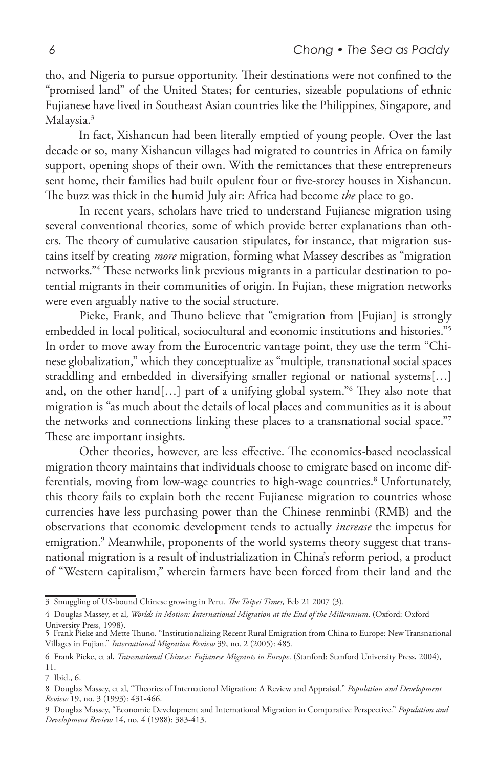tho, and Nigeria to pursue opportunity. Their destinations were not confined to the "promised land" of the United States; for centuries, sizeable populations of ethnic Fujianese have lived in Southeast Asian countries like the Philippines, Singapore, and Malaysia.[3]

In fact, Xishancun had been literally emptied of young people. Over the last decade or so, many Xishancun villages had migrated to countries in Africa on family support, opening shops of their own. With the remittances that these entrepreneurs sent home, their families had built opulent four or five-storey houses in Xishancun. The buzz was thick in the humid July air: Africa had become *the* place to go.

In recent years, scholars have tried to understand Fujianese migration using several conventional theories, some of which provide better explanations than others. The theory of cumulative causation stipulates, for instance, that migration sustains itself by creating *more* migration, forming what Massey describes as "migration networks."[4] These networks link previous migrants in a particular destination to potential migrants in their communities of origin. In Fujian, these migration networks were even arguably native to the social structure.

Pieke, Frank, and Thuno believe that "emigration from [Fujian] is strongly embedded in local political, sociocultural and economic institutions and histories."[5] In order to move away from the Eurocentric vantage point, they use the term "Chinese globalization," which they conceptualize as "multiple, transnational social spaces straddling and embedded in diversifying smaller regional or national systems[…] and, on the other hand[…] part of a unifying global system."[6] They also note that migration is "as much about the details of local places and communities as it is about the networks and connections linking these places to a transnational social space."[7] These are important insights.

Other theories, however, are less effective. The economics-based neoclassical migration theory maintains that individuals choose to emigrate based on income differentials, moving from low-wage countries to high-wage countries.[8] Unfortunately, this theory fails to explain both the recent Fujianese migration to countries whose currencies have less purchasing power than the Chinese renminbi (RMB) and the observations that economic development tends to actually *increase* the impetus for emigration.[9] Meanwhile, proponents of the world systems theory suggest that transnational migration is a result of industrialization in China's reform period, a product of "Western capitalism," wherein farmers have been forced from their land and the

---

3 Smuggling of US-bound Chinese growing in Peru. *The Taipei Times,* Feb 21 2007 (3).

4 Douglas Massey, et al, *Worlds in Motion: International Migration at the End of the Millennium*. (Oxford: Oxford University Press, 1998).

5 Frank Pieke and Mette Thuno. "Institutionalizing Recent Rural Emigration from China to Europe: New Transnational Villages in Fujian." *International Migration Review* 39, no. 2 (2005): 485.

6 Frank Pieke, et al, *Transnational Chinese: Fujianese Migrants in Europe*. (Stanford: Stanford University Press, 2004), 11.

7 Ibid., 6.

8 Douglas Massey, et al, "Theories of International Migration: A Review and Appraisal." *Population and Development Review* 19, no. 3 (1993): 431-466.

9 Douglas Massey, "Economic Development and International Migration in Comparative Perspective." *Population and Development Review* 14, no. 4 (1988): 383-413.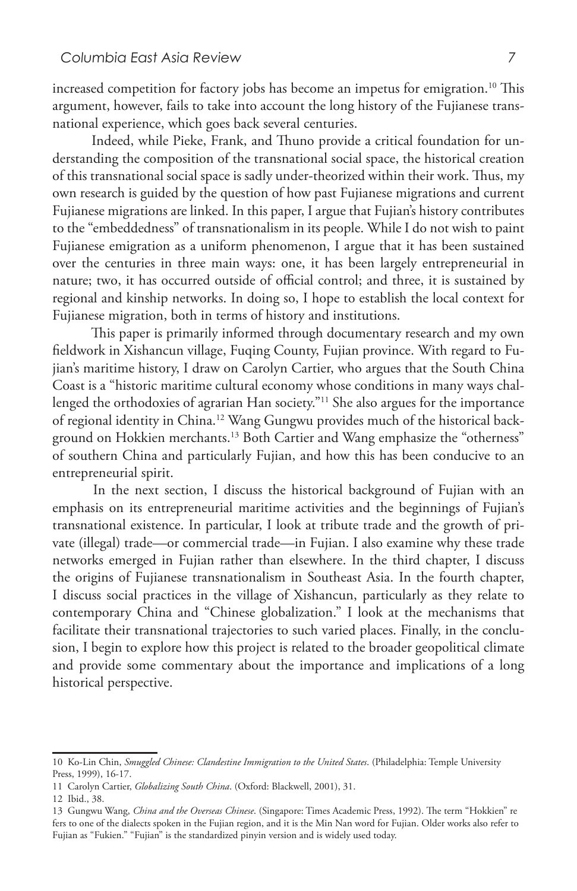increased competition for factory jobs has become an impetus for emigration.[10] This argument, however, fails to take into account the long history of the Fujianese transnational experience, which goes back several centuries.

Indeed, while Pieke, Frank, and Thuno provide a critical foundation for understanding the composition of the transnational social space, the historical creation of this transnational social space is sadly under-theorized within their work. Thus, my own research is guided by the question of how past Fujianese migrations and current Fujianese migrations are linked. In this paper, I argue that Fujian's history contributes to the "embeddedness" of transnationalism in its people. While I do not wish to paint Fujianese emigration as a uniform phenomenon, I argue that it has been sustained over the centuries in three main ways: one, it has been largely entrepreneurial in nature; two, it has occurred outside of official control; and three, it is sustained by regional and kinship networks. In doing so, I hope to establish the local context for Fujianese migration, both in terms of history and institutions.

This paper is primarily informed through documentary research and my own fieldwork in Xishancun village, Fuqing County, Fujian province. With regard to Fujian's maritime history, I draw on Carolyn Cartier, who argues that the South China Coast is a "historic maritime cultural economy whose conditions in many ways challenged the orthodoxies of agrarian Han society."[11] She also argues for the importance of regional identity in China.[12] Wang Gungwu provides much of the historical background on Hokkien merchants.[13] Both Cartier and Wang emphasize the "otherness" of southern China and particularly Fujian, and how this has been conducive to an entrepreneurial spirit.

In the next section, I discuss the historical background of Fujian with an emphasis on its entrepreneurial maritime activities and the beginnings of Fujian's transnational existence. In particular, I look at tribute trade and the growth of private (illegal) trade—or commercial trade—in Fujian. I also examine why these trade networks emerged in Fujian rather than elsewhere. In the third chapter, I discuss the origins of Fujianese transnationalism in Southeast Asia. In the fourth chapter, I discuss social practices in the village of Xishancun, particularly as they relate to contemporary China and "Chinese globalization." I look at the mechanisms that facilitate their transnational trajectories to such varied places. Finally, in the conclusion, I begin to explore how this project is related to the broader geopolitical climate and provide some commentary about the importance and implications of a long historical perspective.

---

10 Ko-Lin Chin, *Smuggled Chinese: Clandestine Immigration to the United States*. (Philadelphia: Temple University Press, 1999), 16-17.

11 Carolyn Cartier, *Globalizing South China*. (Oxford: Blackwell, 2001), 31.

12 Ibid., 38.

13 Gungwu Wang, *China and the Overseas Chinese*. (Singapore: Times Academic Press, 1992). The term "Hokkien" refers to one of the dialects spoken in the Fujian region, and it is the Min Nan word for Fujian. Older works also refer to Fujian as "Fukien." "Fujian" is the standardized pinyin version and is widely used today.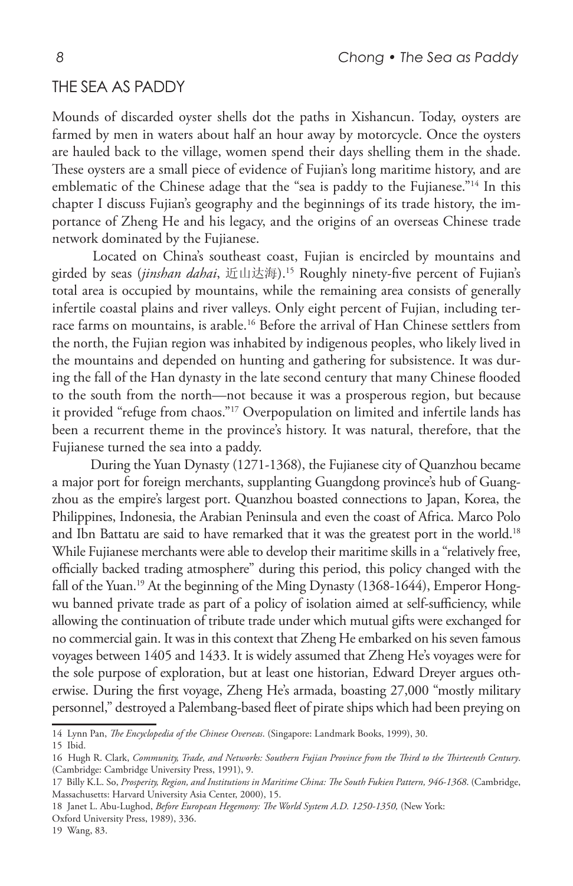## THE SEA AS PADDY

Mounds of discarded oyster shells dot the paths in Xishancun. Today, oysters are farmed by men in waters about half an hour away by motorcycle. Once the oysters are hauled back to the village, women spend their days shelling them in the shade. These oysters are a small piece of evidence of Fujian's long maritime history, and are emblematic of the Chinese adage that the "sea is paddy to the Fujianese."[14] In this chapter I discuss Fujian's geography and the beginnings of its trade history, the importance of Zheng He and his legacy, and the origins of an overseas Chinese trade network dominated by the Fujianese.

Located on China's southeast coast, Fujian is encircled by mountains and girded by seas (*jinshan dahai*, 近山达海).[15] Roughly ninety-five percent of Fujian's total area is occupied by mountains, while the remaining area consists of generally infertile coastal plains and river valleys. Only eight percent of Fujian, including terrace farms on mountains, is arable.[16] Before the arrival of Han Chinese settlers from the north, the Fujian region was inhabited by indigenous peoples, who likely lived in the mountains and depended on hunting and gathering for subsistence. It was during the fall of the Han dynasty in the late second century that many Chinese flooded to the south from the north—not because it was a prosperous region, but because it provided "refuge from chaos."[17] Overpopulation on limited and infertile lands has been a recurrent theme in the province's history. It was natural, therefore, that the Fujianese turned the sea into a paddy.

During the Yuan Dynasty (1271-1368), the Fujianese city of Quanzhou became a major port for foreign merchants, supplanting Guangdong province's hub of Guangzhou as the empire's largest port. Quanzhou boasted connections to Japan, Korea, the Philippines, Indonesia, the Arabian Peninsula and even the coast of Africa. Marco Polo and Ibn Battatu are said to have remarked that it was the greatest port in the world.[18] While Fujianese merchants were able to develop their maritime skills in a "relatively free, officially backed trading atmosphere" during this period, this policy changed with the fall of the Yuan.[19] At the beginning of the Ming Dynasty (1368-1644), Emperor Hongwu banned private trade as part of a policy of isolation aimed at self-sufficiency, while allowing the continuation of tribute trade under which mutual gifts were exchanged for no commercial gain. It was in this context that Zheng He embarked on his seven famous voyages between 1405 and 1433. It is widely assumed that Zheng He's voyages were for the sole purpose of exploration, but at least one historian, Edward Dreyer argues otherwise. During the first voyage, Zheng He's armada, boasting 27,000 "mostly military personnel," destroyed a Palembang-based fleet of pirate ships which had been preying on

---

14 Lynn Pan, *The Encyclopedia of the Chinese Overseas*. (Singapore: Landmark Books, 1999), 30.

15 Ibid.

16 Hugh R. Clark, *Community, Trade, and Networks: Southern Fujian Province from the Third to the Thirteenth Century*. (Cambridge: Cambridge University Press, 1991), 9.

17 Billy K.L. So, *Prosperity, Region, and Institutions in Maritime China: The South Fukien Pattern, 946-1368*. (Cambridge, Massachusetts: Harvard University Asia Center, 2000), 15.

18 Janet L. Abu-Lughod, *Before European Hegemony: The World System A.D. 1250-1350,* (New York: Oxford University Press, 1989), 336.

19 Wang, 83.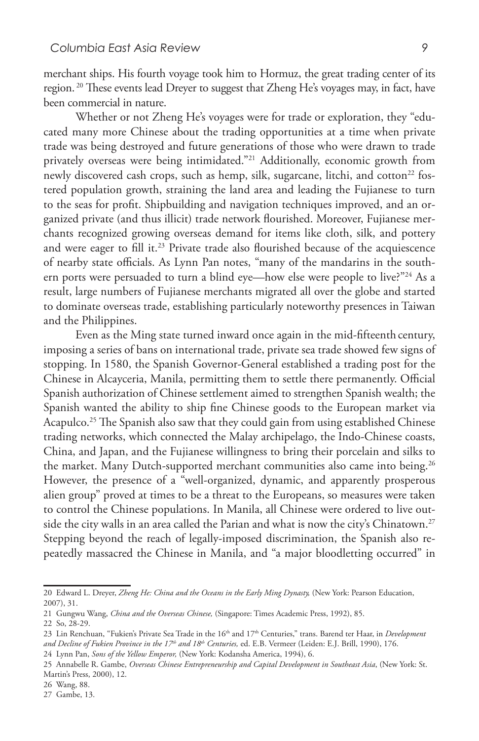merchant ships. His fourth voyage took him to Hormuz, the great trading center of its region.[20] These events lead Dreyer to suggest that Zheng He's voyages may, in fact, have been commercial in nature.

Whether or not Zheng He's voyages were for trade or exploration, they "educated many more Chinese about the trading opportunities at a time when private trade was being destroyed and future generations of those who were drawn to trade privately overseas were being intimidated."[21] Additionally, economic growth from newly discovered cash crops, such as hemp, silk, sugarcane, litchi, and cotton[22] fostered population growth, straining the land area and leading the Fujianese to turn to the seas for profit. Shipbuilding and navigation techniques improved, and an organized private (and thus illicit) trade network flourished. Moreover, Fujianese merchants recognized growing overseas demand for items like cloth, silk, and pottery and were eager to fill it.[23] Private trade also flourished because of the acquiescence of nearby state officials. As Lynn Pan notes, "many of the mandarins in the southern ports were persuaded to turn a blind eye—how else were people to live?"[24] As a result, large numbers of Fujianese merchants migrated all over the globe and started to dominate overseas trade, establishing particularly noteworthy presences in Taiwan and the Philippines.

Even as the Ming state turned inward once again in the mid-fifteenth century, imposing a series of bans on international trade, private sea trade showed few signs of stopping. In 1580, the Spanish Governor-General established a trading post for the Chinese in Alcayceria, Manila, permitting them to settle there permanently. Official Spanish authorization of Chinese settlement aimed to strengthen Spanish wealth; the Spanish wanted the ability to ship fine Chinese goods to the European market via Acapulco.[25] The Spanish also saw that they could gain from using established Chinese trading networks, which connected the Malay archipelago, the Indo-Chinese coasts, China, and Japan, and the Fujianese willingness to bring their porcelain and silks to the market. Many Dutch-supported merchant communities also came into being.[26] However, the presence of a "well-organized, dynamic, and apparently prosperous alien group" proved at times to be a threat to the Europeans, so measures were taken to control the Chinese populations. In Manila, all Chinese were ordered to live outside the city walls in an area called the Parian and what is now the city's Chinatown.[27] Stepping beyond the reach of legally-imposed discrimination, the Spanish also repeatedly massacred the Chinese in Manila, and "a major bloodletting occurred" in

---

20 Edward L. Dreyer, *Zheng He: China and the Oceans in the Early Ming Dynasty,* (New York: Pearson Education, 2007), 31.

21 Gungwu Wang, *China and the Overseas Chinese,* (Singapore: Times Academic Press, 1992), 85.

22 So, 28-29.

23 Lin Renchuan, "Fukien's Private Sea Trade in the 16th and 17th Centuries," trans. Barend ter Haar, in *Development and Decline of Fukien Province in the 17th and 18th Centuries,* ed. E.B. Vermeer (Leiden: E.J. Brill, 1990), 176.

24 Lynn Pan, *Sons of the Yellow Emperor,* (New York: Kodansha America, 1994), 6.

25 Annabelle R. Gambe, *Overseas Chinese Entrepreneurship and Capital Development in Southeast Asia*, (New York: St. Martin's Press, 2000), 12.

26 Wang, 88.

27 Gambe, 13.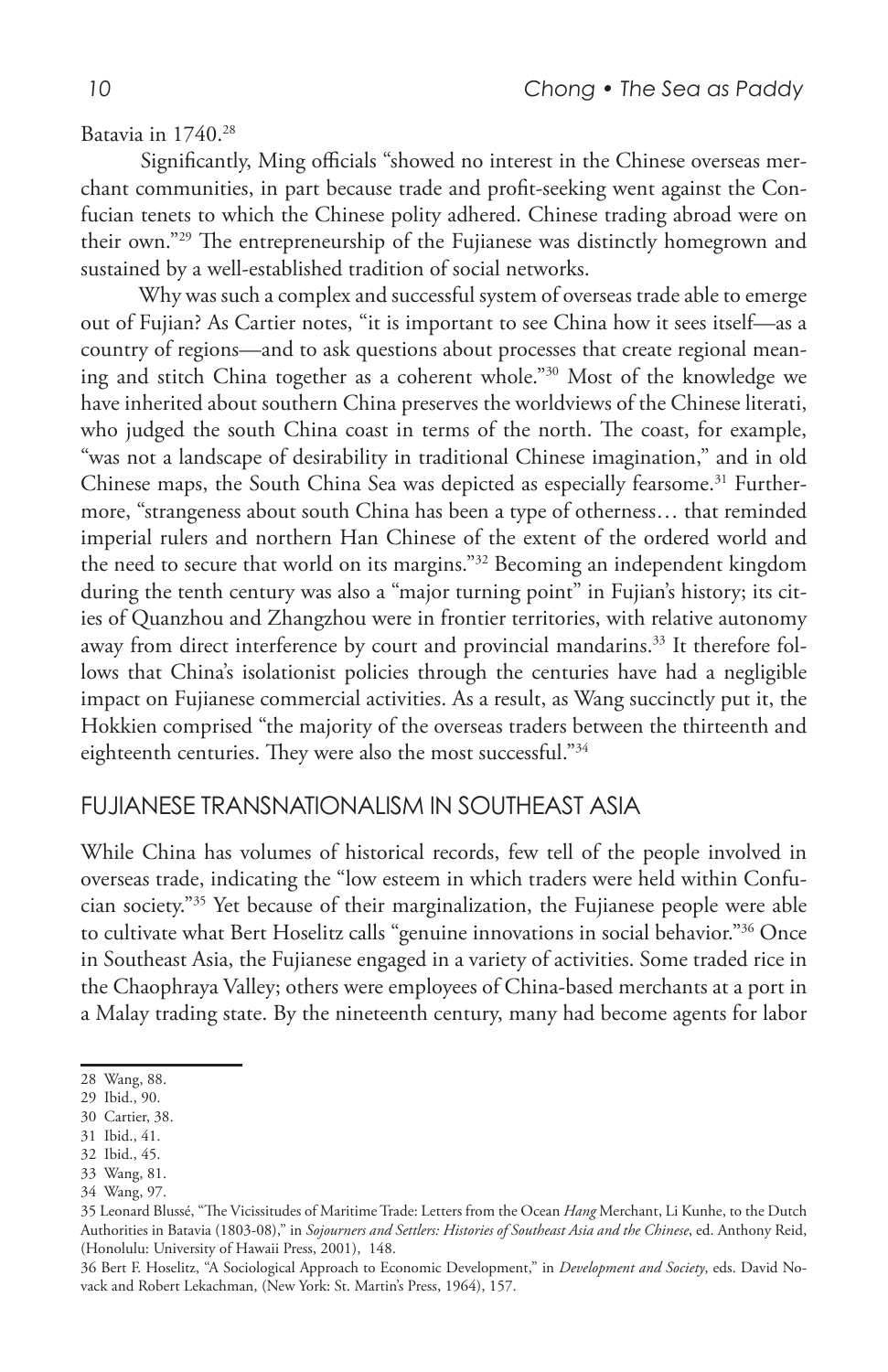Batavia in 1740.[28]

Significantly, Ming officials "showed no interest in the Chinese overseas merchant communities, in part because trade and profit-seeking went against the Confucian tenets to which the Chinese polity adhered. Chinese trading abroad were on their own."[29] The entrepreneurship of the Fujianese was distinctly homegrown and sustained by a well-established tradition of social networks.

Why was such a complex and successful system of overseas trade able to emerge out of Fujian? As Cartier notes, "it is important to see China how it sees itself—as a country of regions—and to ask questions about processes that create regional meaning and stitch China together as a coherent whole."[30] Most of the knowledge we have inherited about southern China preserves the worldviews of the Chinese literati, who judged the south China coast in terms of the north. The coast, for example, "was not a landscape of desirability in traditional Chinese imagination," and in old Chinese maps, the South China Sea was depicted as especially fearsome.[31] Furthermore, "strangeness about south China has been a type of otherness… that reminded imperial rulers and northern Han Chinese of the extent of the ordered world and the need to secure that world on its margins."[32] Becoming an independent kingdom during the tenth century was also a "major turning point" in Fujian's history; its cities of Quanzhou and Zhangzhou were in frontier territories, with relative autonomy away from direct interference by court and provincial mandarins.[33] It therefore follows that China's isolationist policies through the centuries have had a negligible impact on Fujianese commercial activities. As a result, as Wang succinctly put it, the Hokkien comprised "the majority of the overseas traders between the thirteenth and eighteenth centuries. They were also the most successful."[34]

## FUJIANESE TRANSNATIONALISM IN SOUTHEAST ASIA

While China has volumes of historical records, few tell of the people involved in overseas trade, indicating the "low esteem in which traders were held within Confucian society."[35] Yet because of their marginalization, the Fujianese people were able to cultivate what Bert Hoselitz calls "genuine innovations in social behavior."[36] Once in Southeast Asia, the Fujianese engaged in a variety of activities. Some traded rice in the Chaophraya Valley; others were employees of China-based merchants at a port in a Malay trading state. By the nineteenth century, many had become agents for labor

---

28 Wang, 88.

29 Ibid., 90.

30 Cartier, 38.

31 Ibid., 41.

32 Ibid., 45.

33 Wang, 81.

34 Wang, 97.

35 Leonard Blussé, "The Vicissitudes of Maritime Trade: Letters from the Ocean *Hang* Merchant, Li Kunhe, to the Dutch Authorities in Batavia (1803-08)," in *Sojourners and Settlers: Histories of Southeast Asia and the Chinese*, ed. Anthony Reid, (Honolulu: University of Hawaii Press, 2001), 148.

36 Bert F. Hoselitz, "A Sociological Approach to Economic Development," in *Development and Society*, eds. David Novack and Robert Lekachman, (New York: St. Martin's Press, 1964), 157.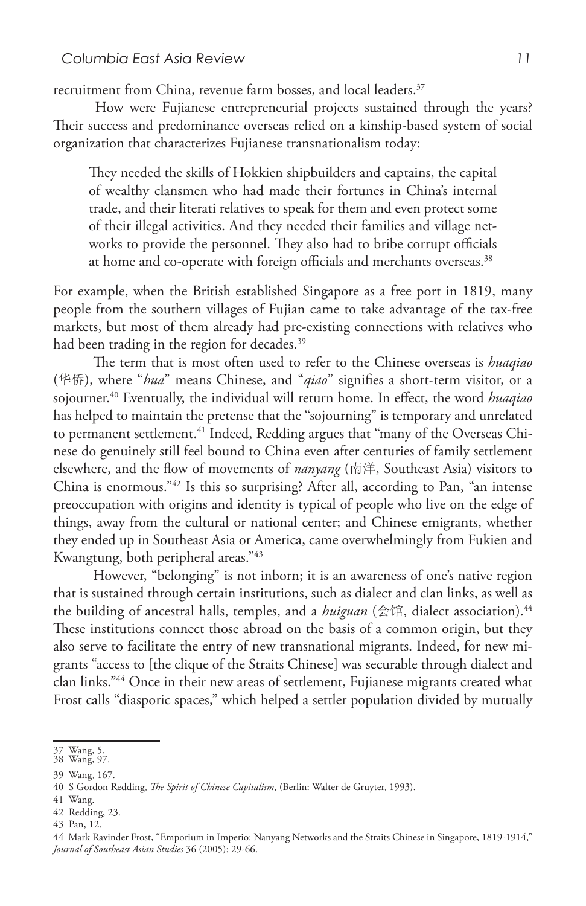recruitment from China, revenue farm bosses, and local leaders.[37]

How were Fujianese entrepreneurial projects sustained through the years? Their success and predominance overseas relied on a kinship-based system of social organization that characterizes Fujianese transnationalism today:

> They needed the skills of Hokkien shipbuilders and captains, the capital of wealthy clansmen who had made their fortunes in China's internal trade, and their literati relatives to speak for them and even protect some of their illegal activities. And they needed their families and village networks to provide the personnel. They also had to bribe corrupt officials at home and co-operate with foreign officials and merchants overseas.[38]

For example, when the British established Singapore as a free port in 1819, many people from the southern villages of Fujian came to take advantage of the tax-free markets, but most of them already had pre-existing connections with relatives who had been trading in the region for decades.[39]

The term that is most often used to refer to the Chinese overseas is *huaqiao* (华侨), where "*hua*" means Chinese, and "*qiao*" signifies a short-term visitor, or a sojourner.[40] Eventually, the individual will return home. In effect, the word *huaqiao* has helped to maintain the pretense that the "sojourning" is temporary and unrelated to permanent settlement.[41] Indeed, Redding argues that "many of the Overseas Chinese do genuinely still feel bound to China even after centuries of family settlement elsewhere, and the flow of movements of *nanyang* (南洋, Southeast Asia) visitors to China is enormous."[42] Is this so surprising? After all, according to Pan, "an intense preoccupation with origins and identity is typical of people who live on the edge of things, away from the cultural or national center; and Chinese emigrants, whether they ended up in Southeast Asia or America, came overwhelmingly from Fukien and Kwangtung, both peripheral areas."[43]

However, "belonging" is not inborn; it is an awareness of one's native region that is sustained through certain institutions, such as dialect and clan links, as well as the building of ancestral halls, temples, and a *huiguan* (会馆, dialect association).[44] These institutions connect those abroad on the basis of a common origin, but they also serve to facilitate the entry of new transnational migrants. Indeed, for new migrants "access to [the clique of the Straits Chinese] was securable through dialect and clan links."[44] Once in their new areas of settlement, Fujianese migrants created what Frost calls "diasporic spaces," which helped a settler population divided by mutually

---

37 Wang, 5.
38 Wang, 97.
39 Wang, 167.
40 S Gordon Redding, *The Spirit of Chinese Capitalism*, (Berlin: Walter de Gruyter, 1993).
41 Wang.
42 Redding, 23.
43 Pan, 12.
44 Mark Ravinder Frost, "Emporium in Imperio: Nanyang Networks and the Straits Chinese in Singapore, 1819-1914," *Journal of Southeast Asian Studies* 36 (2005): 29-66.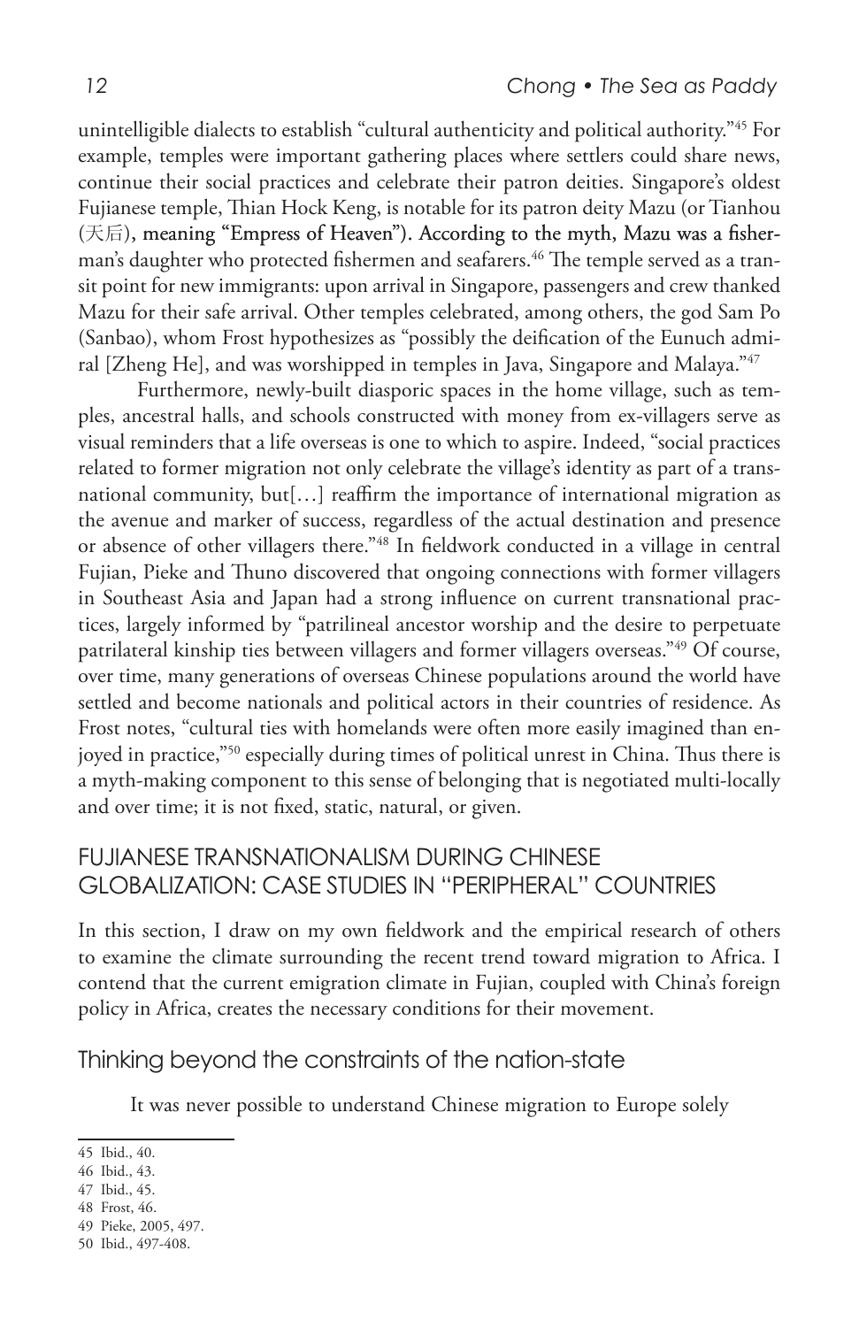unintelligible dialects to establish "cultural authenticity and political authority."[45] For example, temples were important gathering places where settlers could share news, continue their social practices and celebrate their patron deities. Singapore's oldest Fujianese temple, Thian Hock Keng, is notable for its patron deity Mazu (or Tianhou (天后), meaning "Empress of Heaven"). According to the myth, Mazu was a fisherman's daughter who protected fishermen and seafarers.[46] The temple served as a transit point for new immigrants: upon arrival in Singapore, passengers and crew thanked Mazu for their safe arrival. Other temples celebrated, among others, the god Sam Po (Sanbao), whom Frost hypothesizes as "possibly the deification of the Eunuch admiral [Zheng He], and was worshipped in temples in Java, Singapore and Malaya."[47]

Furthermore, newly-built diasporic spaces in the home village, such as temples, ancestral halls, and schools constructed with money from ex-villagers serve as visual reminders that a life overseas is one to which to aspire. Indeed, "social practices related to former migration not only celebrate the village's identity as part of a transnational community, but[…] reaffirm the importance of international migration as the avenue and marker of success, regardless of the actual destination and presence or absence of other villagers there."[48] In fieldwork conducted in a village in central Fujian, Pieke and Thuno discovered that ongoing connections with former villagers in Southeast Asia and Japan had a strong influence on current transnational practices, largely informed by "patrilineal ancestor worship and the desire to perpetuate patrilateral kinship ties between villagers and former villagers overseas."[49] Of course, over time, many generations of overseas Chinese populations around the world have settled and become nationals and political actors in their countries of residence. As Frost notes, "cultural ties with homelands were often more easily imagined than enjoyed in practice,"[50] especially during times of political unrest in China. Thus there is a myth-making component to this sense of belonging that is negotiated multi-locally and over time; it is not fixed, static, natural, or given.

## FUJIANESE TRANSNATIONALISM DURING CHINESE GLOBALIZATION: CASE STUDIES IN "PERIPHERAL" COUNTRIES

In this section, I draw on my own fieldwork and the empirical research of others to examine the climate surrounding the recent trend toward migration to Africa. I contend that the current emigration climate in Fujian, coupled with China's foreign policy in Africa, creates the necessary conditions for their movement.

### Thinking beyond the constraints of the nation-state

It was never possible to understand Chinese migration to Europe solely

45 Ibid., 40.
46 Ibid., 43.
47 Ibid., 45.
48 Frost, 46.
49 Pieke, 2005, 497.
50 Ibid., 497-408.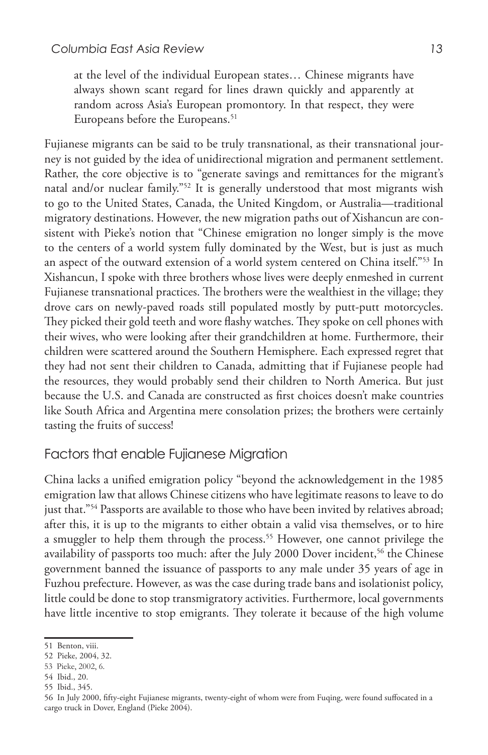> at the level of the individual European states… Chinese migrants have always shown scant regard for lines drawn quickly and apparently at random across Asia's European promontory. In that respect, they were Europeans before the Europeans.[51]

Fujianese migrants can be said to be truly transnational, as their transnational journey is not guided by the idea of unidirectional migration and permanent settlement. Rather, the core objective is to "generate savings and remittances for the migrant's natal and/or nuclear family."[52] It is generally understood that most migrants wish to go to the United States, Canada, the United Kingdom, or Australia—traditional migratory destinations. However, the new migration paths out of Xishancun are consistent with Pieke's notion that "Chinese emigration no longer simply is the move to the centers of a world system fully dominated by the West, but is just as much an aspect of the outward extension of a world system centered on China itself."[53] In Xishancun, I spoke with three brothers whose lives were deeply enmeshed in current Fujianese transnational practices. The brothers were the wealthiest in the village; they drove cars on newly-paved roads still populated mostly by putt-putt motorcycles. They picked their gold teeth and wore flashy watches. They spoke on cell phones with their wives, who were looking after their grandchildren at home. Furthermore, their children were scattered around the Southern Hemisphere. Each expressed regret that they had not sent their children to Canada, admitting that if Fujianese people had the resources, they would probably send their children to North America. But just because the U.S. and Canada are constructed as first choices doesn't make countries like South Africa and Argentina mere consolation prizes; the brothers were certainly tasting the fruits of success!

## Factors that enable Fujianese Migration

China lacks a unified emigration policy "beyond the acknowledgement in the 1985 emigration law that allows Chinese citizens who have legitimate reasons to leave to do just that."[54] Passports are available to those who have been invited by relatives abroad; after this, it is up to the migrants to either obtain a valid visa themselves, or to hire a smuggler to help them through the process.[55] However, one cannot privilege the availability of passports too much: after the July 2000 Dover incident,[56] the Chinese government banned the issuance of passports to any male under 35 years of age in Fuzhou prefecture. However, as was the case during trade bans and isolationist policy, little could be done to stop transmigratory activities. Furthermore, local governments have little incentive to stop emigrants. They tolerate it because of the high volume

---

51 Benton, viii.

52 Pieke, 2004, 32.

53 Pieke, 2002, 6.

54 Ibid., 20.

55 Ibid., 345.

56 In July 2000, fifty-eight Fujianese migrants, twenty-eight of whom were from Fuqing, were found suffocated in a cargo truck in Dover, England (Pieke 2004).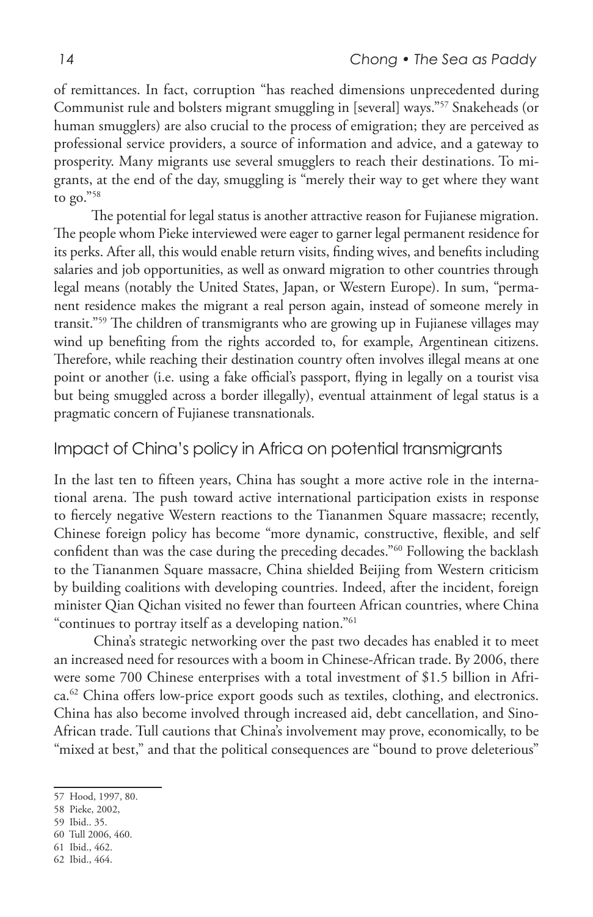of remittances. In fact, corruption "has reached dimensions unprecedented during Communist rule and bolsters migrant smuggling in [several] ways."[57] Snakeheads (or human smugglers) are also crucial to the process of emigration; they are perceived as professional service providers, a source of information and advice, and a gateway to prosperity. Many migrants use several smugglers to reach their destinations. To migrants, at the end of the day, smuggling is "merely their way to get where they want to go."[58]

The potential for legal status is another attractive reason for Fujianese migration. The people whom Pieke interviewed were eager to garner legal permanent residence for its perks. After all, this would enable return visits, finding wives, and benefits including salaries and job opportunities, as well as onward migration to other countries through legal means (notably the United States, Japan, or Western Europe). In sum, "permanent residence makes the migrant a real person again, instead of someone merely in transit."[59] The children of transmigrants who are growing up in Fujianese villages may wind up benefiting from the rights accorded to, for example, Argentinean citizens. Therefore, while reaching their destination country often involves illegal means at one point or another (i.e. using a fake official's passport, flying in legally on a tourist visa but being smuggled across a border illegally), eventual attainment of legal status is a pragmatic concern of Fujianese transnationals.

## Impact of China's policy in Africa on potential transmigrants

In the last ten to fifteen years, China has sought a more active role in the international arena. The push toward active international participation exists in response to fiercely negative Western reactions to the Tiananmen Square massacre; recently, Chinese foreign policy has become "more dynamic, constructive, flexible, and self confident than was the case during the preceding decades."[60] Following the backlash to the Tiananmen Square massacre, China shielded Beijing from Western criticism by building coalitions with developing countries. Indeed, after the incident, foreign minister Qian Qichan visited no fewer than fourteen African countries, where China "continues to portray itself as a developing nation."[61]

China's strategic networking over the past two decades has enabled it to meet an increased need for resources with a boom in Chinese-African trade. By 2006, there were some 700 Chinese enterprises with a total investment of $1.5 billion in Africa.[62] China offers low-price export goods such as textiles, clothing, and electronics. China has also become involved through increased aid, debt cancellation, and Sino-African trade. Tull cautions that China's involvement may prove, economically, to be "mixed at best," and that the political consequences are "bound to prove deleterious"

---

57 Hood, 1997, 80.

58 Pieke, 2002,

59 Ibid.. 35.

60 Tull 2006, 460.

61 Ibid., 462.

62 Ibid., 464.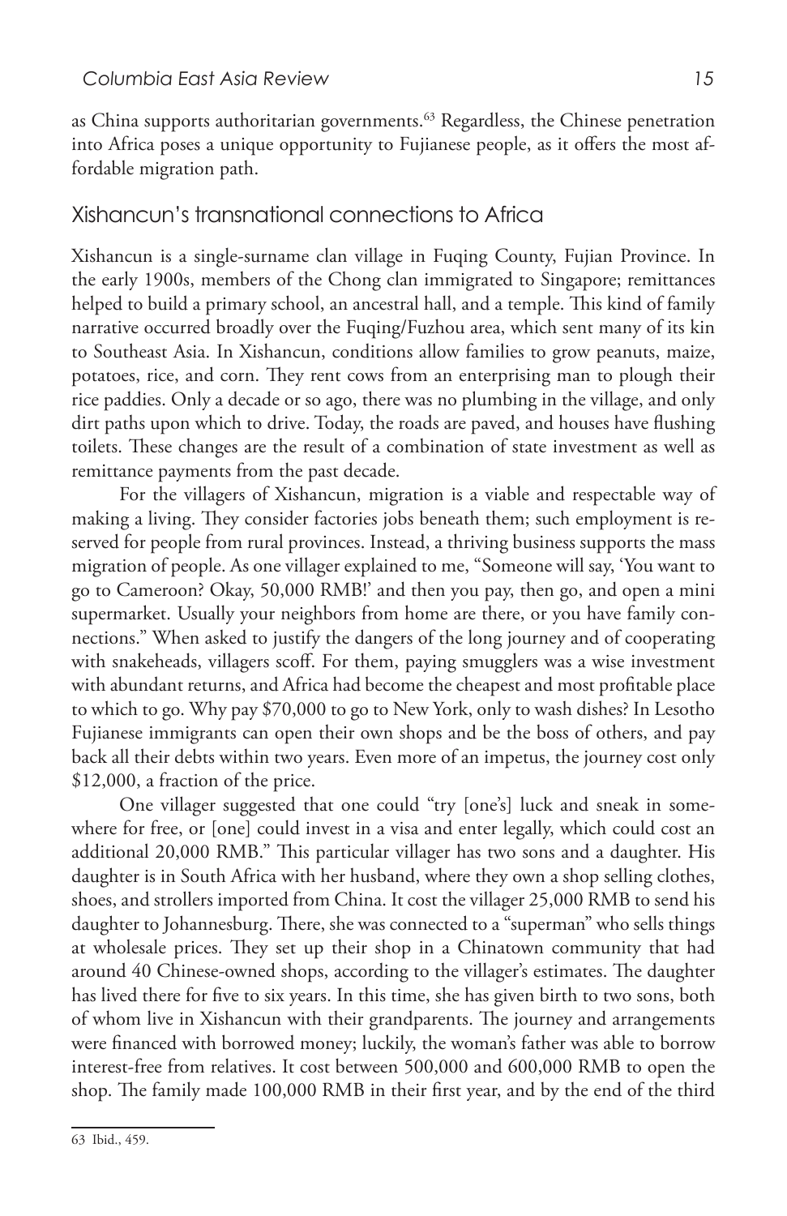as China supports authoritarian governments.[63] Regardless, the Chinese penetration into Africa poses a unique opportunity to Fujianese people, as it offers the most affordable migration path.

## Xishancun's transnational connections to Africa

Xishancun is a single-surname clan village in Fuqing County, Fujian Province. In the early 1900s, members of the Chong clan immigrated to Singapore; remittances helped to build a primary school, an ancestral hall, and a temple. This kind of family narrative occurred broadly over the Fuqing/Fuzhou area, which sent many of its kin to Southeast Asia. In Xishancun, conditions allow families to grow peanuts, maize, potatoes, rice, and corn. They rent cows from an enterprising man to plough their rice paddies. Only a decade or so ago, there was no plumbing in the village, and only dirt paths upon which to drive. Today, the roads are paved, and houses have flushing toilets. These changes are the result of a combination of state investment as well as remittance payments from the past decade.

For the villagers of Xishancun, migration is a viable and respectable way of making a living. They consider factories jobs beneath them; such employment is reserved for people from rural provinces. Instead, a thriving business supports the mass migration of people. As one villager explained to me, "Someone will say, 'You want to go to Cameroon? Okay, 50,000 RMB!' and then you pay, then go, and open a mini supermarket. Usually your neighbors from home are there, or you have family connections." When asked to justify the dangers of the long journey and of cooperating with snakeheads, villagers scoff. For them, paying smugglers was a wise investment with abundant returns, and Africa had become the cheapest and most profitable place to which to go. Why pay $70,000 to go to New York, only to wash dishes? In Lesotho Fujianese immigrants can open their own shops and be the boss of others, and pay back all their debts within two years. Even more of an impetus, the journey cost only $12,000, a fraction of the price.

One villager suggested that one could "try [one's] luck and sneak in somewhere for free, or [one] could invest in a visa and enter legally, which could cost an additional 20,000 RMB." This particular villager has two sons and a daughter. His daughter is in South Africa with her husband, where they own a shop selling clothes, shoes, and strollers imported from China. It cost the villager 25,000 RMB to send his daughter to Johannesburg. There, she was connected to a "superman" who sells things at wholesale prices. They set up their shop in a Chinatown community that had around 40 Chinese-owned shops, according to the villager's estimates. The daughter has lived there for five to six years. In this time, she has given birth to two sons, both of whom live in Xishancun with their grandparents. The journey and arrangements were financed with borrowed money; luckily, the woman's father was able to borrow interest-free from relatives. It cost between 500,000 and 600,000 RMB to open the shop. The family made 100,000 RMB in their first year, and by the end of the third

---

63 Ibid., 459.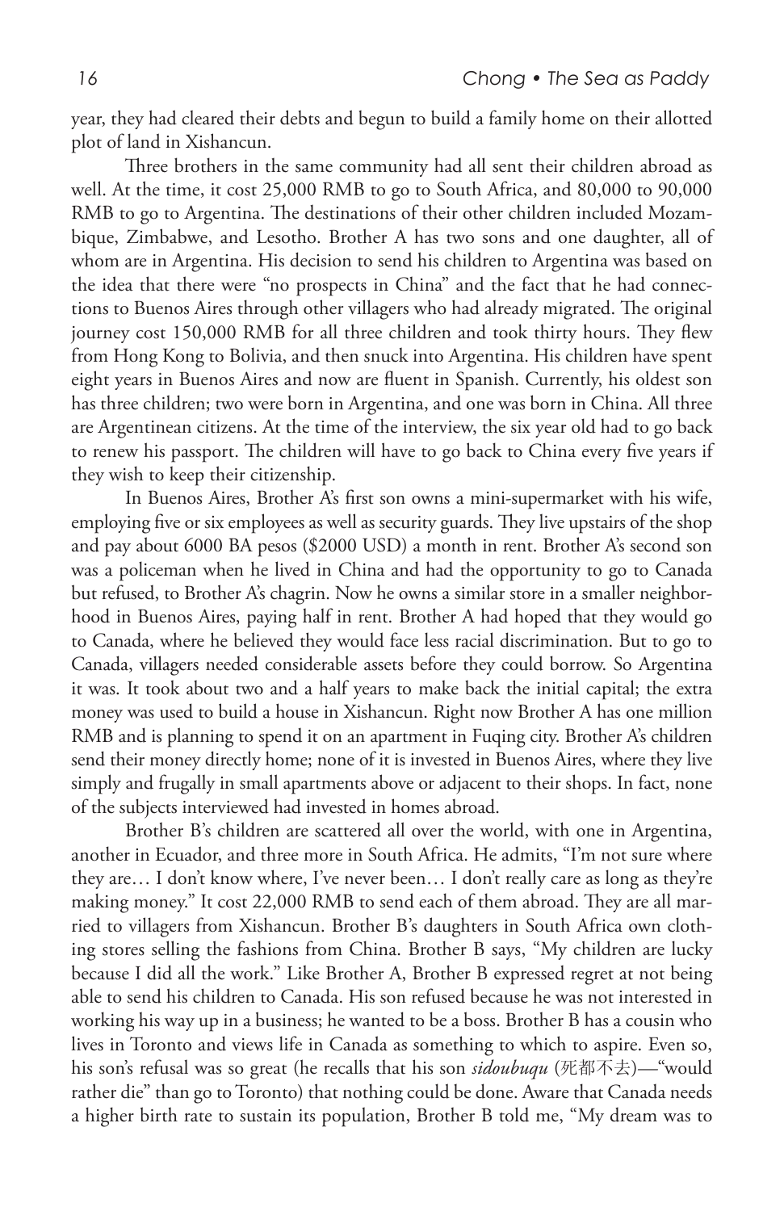year, they had cleared their debts and begun to build a family home on their allotted plot of land in Xishancun.

Three brothers in the same community had all sent their children abroad as well. At the time, it cost 25,000 RMB to go to South Africa, and 80,000 to 90,000 RMB to go to Argentina. The destinations of their other children included Mozambique, Zimbabwe, and Lesotho. Brother A has two sons and one daughter, all of whom are in Argentina. His decision to send his children to Argentina was based on the idea that there were "no prospects in China" and the fact that he had connections to Buenos Aires through other villagers who had already migrated. The original journey cost 150,000 RMB for all three children and took thirty hours. They flew from Hong Kong to Bolivia, and then snuck into Argentina. His children have spent eight years in Buenos Aires and now are fluent in Spanish. Currently, his oldest son has three children; two were born in Argentina, and one was born in China. All three are Argentinean citizens. At the time of the interview, the six year old had to go back to renew his passport. The children will have to go back to China every five years if they wish to keep their citizenship.

In Buenos Aires, Brother A's first son owns a mini-supermarket with his wife, employing five or six employees as well as security guards. They live upstairs of the shop and pay about 6000 BA pesos ($2000 USD) a month in rent. Brother A's second son was a policeman when he lived in China and had the opportunity to go to Canada but refused, to Brother A's chagrin. Now he owns a similar store in a smaller neighborhood in Buenos Aires, paying half in rent. Brother A had hoped that they would go to Canada, where he believed they would face less racial discrimination. But to go to Canada, villagers needed considerable assets before they could borrow. So Argentina it was. It took about two and a half years to make back the initial capital; the extra money was used to build a house in Xishancun. Right now Brother A has one million RMB and is planning to spend it on an apartment in Fuqing city. Brother A's children send their money directly home; none of it is invested in Buenos Aires, where they live simply and frugally in small apartments above or adjacent to their shops. In fact, none of the subjects interviewed had invested in homes abroad.

Brother B's children are scattered all over the world, with one in Argentina, another in Ecuador, and three more in South Africa. He admits, "I'm not sure where they are… I don't know where, I've never been… I don't really care as long as they're making money." It cost 22,000 RMB to send each of them abroad. They are all married to villagers from Xishancun. Brother B's daughters in South Africa own clothing stores selling the fashions from China. Brother B says, "My children are lucky because I did all the work." Like Brother A, Brother B expressed regret at not being able to send his children to Canada. His son refused because he was not interested in working his way up in a business; he wanted to be a boss. Brother B has a cousin who lives in Toronto and views life in Canada as something to which to aspire. Even so, his son's refusal was so great (he recalls that his son *sidoubuqu* (死都不去)—"would rather die" than go to Toronto) that nothing could be done. Aware that Canada needs a higher birth rate to sustain its population, Brother B told me, "My dream was to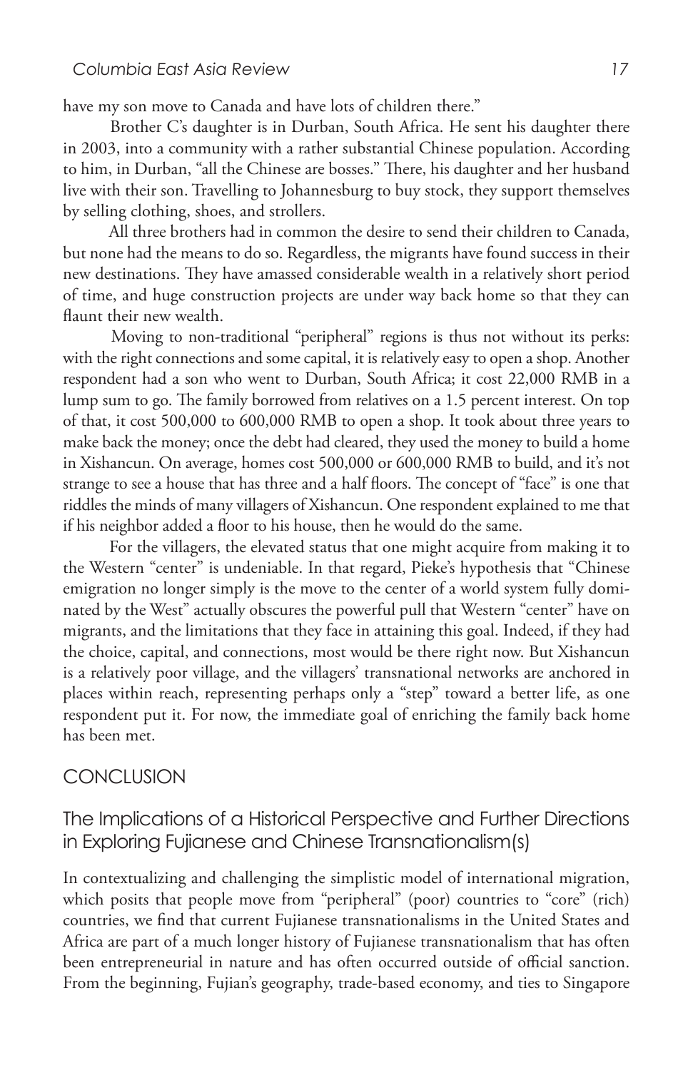have my son move to Canada and have lots of children there."

Brother C's daughter is in Durban, South Africa. He sent his daughter there in 2003, into a community with a rather substantial Chinese population. According to him, in Durban, "all the Chinese are bosses." There, his daughter and her husband live with their son. Travelling to Johannesburg to buy stock, they support themselves by selling clothing, shoes, and strollers.

All three brothers had in common the desire to send their children to Canada, but none had the means to do so. Regardless, the migrants have found success in their new destinations. They have amassed considerable wealth in a relatively short period of time, and huge construction projects are under way back home so that they can flaunt their new wealth.

Moving to non-traditional "peripheral" regions is thus not without its perks: with the right connections and some capital, it is relatively easy to open a shop. Another respondent had a son who went to Durban, South Africa; it cost 22,000 RMB in a lump sum to go. The family borrowed from relatives on a 1.5 percent interest. On top of that, it cost 500,000 to 600,000 RMB to open a shop. It took about three years to make back the money; once the debt had cleared, they used the money to build a home in Xishancun. On average, homes cost 500,000 or 600,000 RMB to build, and it's not strange to see a house that has three and a half floors. The concept of "face" is one that riddles the minds of many villagers of Xishancun. One respondent explained to me that if his neighbor added a floor to his house, then he would do the same.

For the villagers, the elevated status that one might acquire from making it to the Western "center" is undeniable. In that regard, Pieke's hypothesis that "Chinese emigration no longer simply is the move to the center of a world system fully dominated by the West" actually obscures the powerful pull that Western "center" have on migrants, and the limitations that they face in attaining this goal. Indeed, if they had the choice, capital, and connections, most would be there right now. But Xishancun is a relatively poor village, and the villagers' transnational networks are anchored in places within reach, representing perhaps only a "step" toward a better life, as one respondent put it. For now, the immediate goal of enriching the family back home has been met.

## CONCLUSION

### The Implications of a Historical Perspective and Further Directions in Exploring Fujianese and Chinese Transnationalism(s)

In contextualizing and challenging the simplistic model of international migration, which posits that people move from "peripheral" (poor) countries to "core" (rich) countries, we find that current Fujianese transnationalisms in the United States and Africa are part of a much longer history of Fujianese transnationalism that has often been entrepreneurial in nature and has often occurred outside of official sanction. From the beginning, Fujian's geography, trade-based economy, and ties to Singapore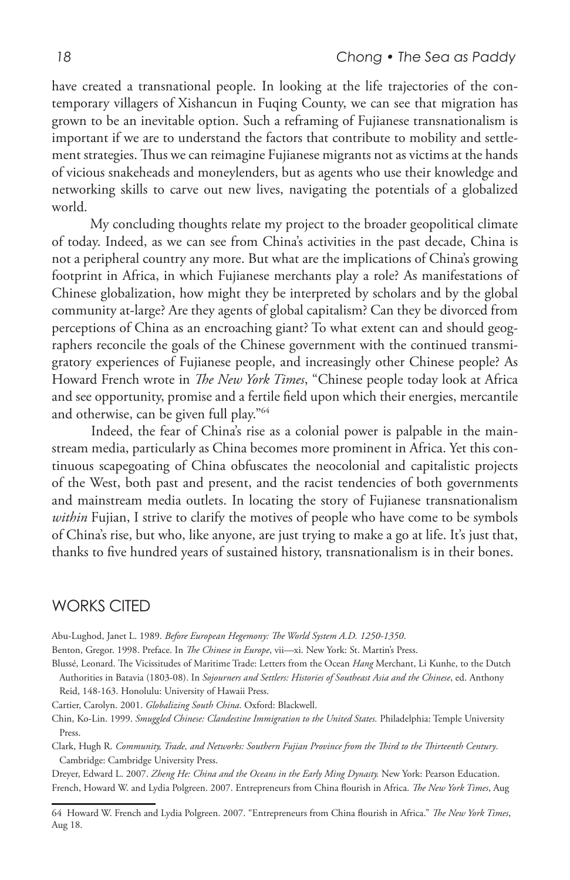have created a transnational people. In looking at the life trajectories of the contemporary villagers of Xishancun in Fuqing County, we can see that migration has grown to be an inevitable option. Such a reframing of Fujianese transnationalism is important if we are to understand the factors that contribute to mobility and settlement strategies. Thus we can reimagine Fujianese migrants not as victims at the hands of vicious snakeheads and moneylenders, but as agents who use their knowledge and networking skills to carve out new lives, navigating the potentials of a globalized world.

My concluding thoughts relate my project to the broader geopolitical climate of today. Indeed, as we can see from China's activities in the past decade, China is not a peripheral country any more. But what are the implications of China's growing footprint in Africa, in which Fujianese merchants play a role? As manifestations of Chinese globalization, how might they be interpreted by scholars and by the global community at-large? Are they agents of global capitalism? Can they be divorced from perceptions of China as an encroaching giant? To what extent can and should geographers reconcile the goals of the Chinese government with the continued transmigratory experiences of Fujianese people, and increasingly other Chinese people? As Howard French wrote in *The New York Times*, "Chinese people today look at Africa and see opportunity, promise and a fertile field upon which their energies, mercantile and otherwise, can be given full play."[64]

Indeed, the fear of China's rise as a colonial power is palpable in the mainstream media, particularly as China becomes more prominent in Africa. Yet this continuous scapegoating of China obfuscates the neocolonial and capitalistic projects of the West, both past and present, and the racist tendencies of both governments and mainstream media outlets. In locating the story of Fujianese transnationalism *within* Fujian, I strive to clarify the motives of people who have come to be symbols of China's rise, but who, like anyone, are just trying to make a go at life. It's just that, thanks to five hundred years of sustained history, transnationalism is in their bones.

## WORKS CITED

Abu-Lughod, Janet L. 1989. *Before European Hegemony: The World System A.D. 1250-1350*.

Benton, Gregor. 1998. Preface. In *The Chinese in Europe*, vii—xi. New York: St. Martin's Press.

Blussé, Leonard. The Vicissitudes of Maritime Trade: Letters from the Ocean *Hang* Merchant, Li Kunhe, to the Dutch Authorities in Batavia (1803-08). In *Sojourners and Settlers: Histories of Southeast Asia and the Chinese*, ed. Anthony Reid, 148-163. Honolulu: University of Hawaii Press.

Cartier, Carolyn. 2001. *Globalizing South China*. Oxford: Blackwell.

Chin, Ko-Lin. 1999. *Smuggled Chinese: Clandestine Immigration to the United States.* Philadelphia: Temple University Press.

Clark, Hugh R. *Community, Trade, and Networks: Southern Fujian Province from the Third to the Thirteenth Century*. Cambridge: Cambridge University Press.

Dreyer, Edward L. 2007. *Zheng He: China and the Oceans in the Early Ming Dynasty.* New York: Pearson Education.

French, Howard W. and Lydia Polgreen. 2007. Entrepreneurs from China flourish in Africa. *The New York Times*, Aug

64 Howard W. French and Lydia Polgreen. 2007. "Entrepreneurs from China flourish in Africa." *The New York Times*, Aug 18.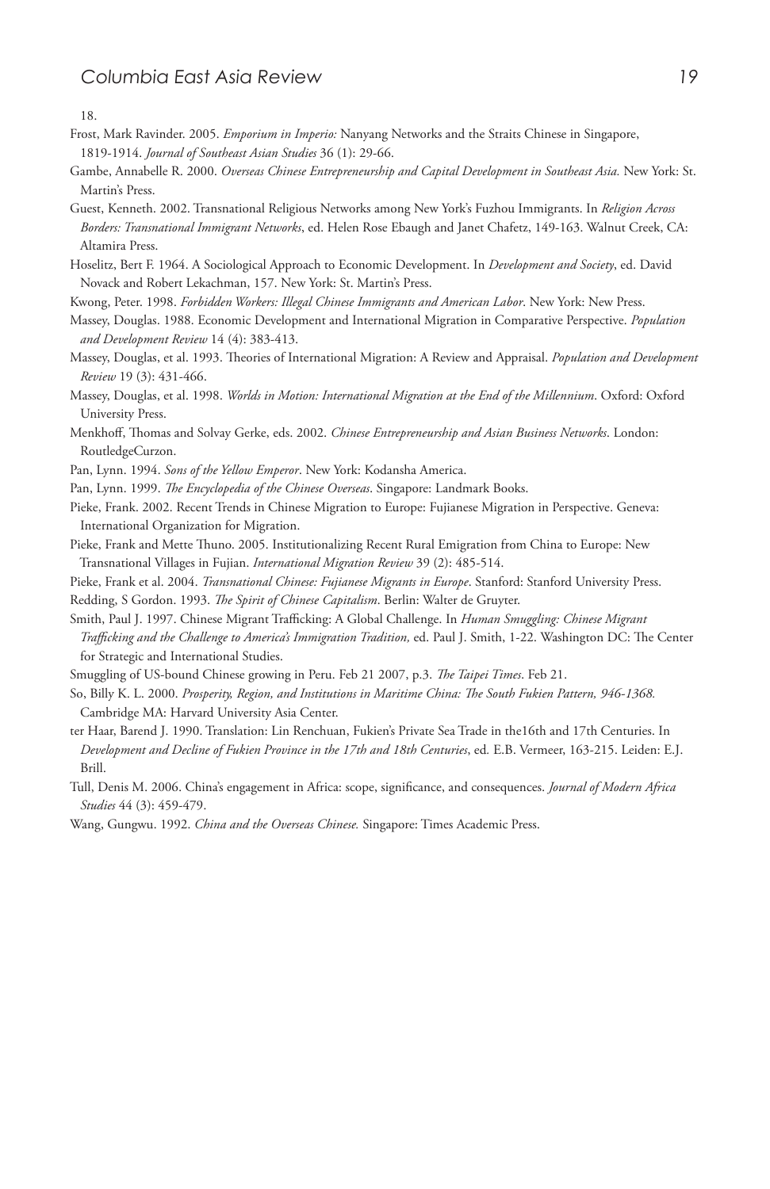18.

Frost, Mark Ravinder. 2005. *Emporium in Imperio:* Nanyang Networks and the Straits Chinese in Singapore, 1819-1914. *Journal of Southeast Asian Studies* 36 (1): 29-66.

Gambe, Annabelle R. 2000. *Overseas Chinese Entrepreneurship and Capital Development in Southeast Asia.* New York: St. Martin's Press.

Guest, Kenneth. 2002. Transnational Religious Networks among New York's Fuzhou Immigrants. In *Religion Across Borders: Transnational Immigrant Networks*, ed. Helen Rose Ebaugh and Janet Chafetz, 149-163. Walnut Creek, CA: Altamira Press.

Hoselitz, Bert F. 1964. A Sociological Approach to Economic Development. In *Development and Society*, ed. David Novack and Robert Lekachman, 157. New York: St. Martin's Press.

Kwong, Peter. 1998. *Forbidden Workers: Illegal Chinese Immigrants and American Labor*. New York: New Press.

Massey, Douglas. 1988. Economic Development and International Migration in Comparative Perspective. *Population and Development Review* 14 (4): 383-413.

Massey, Douglas, et al. 1993. Theories of International Migration: A Review and Appraisal. *Population and Development Review* 19 (3): 431-466.

Massey, Douglas, et al. 1998. *Worlds in Motion: International Migration at the End of the Millennium*. Oxford: Oxford University Press.

Menkhoff, Thomas and Solvay Gerke, eds. 2002. *Chinese Entrepreneurship and Asian Business Networks*. London: RoutledgeCurzon.

Pan, Lynn. 1994. *Sons of the Yellow Emperor*. New York: Kodansha America.

Pan, Lynn. 1999. *The Encyclopedia of the Chinese Overseas*. Singapore: Landmark Books.

Pieke, Frank. 2002. Recent Trends in Chinese Migration to Europe: Fujianese Migration in Perspective. Geneva: International Organization for Migration.

Pieke, Frank and Mette Thuno. 2005. Institutionalizing Recent Rural Emigration from China to Europe: New Transnational Villages in Fujian. *International Migration Review* 39 (2): 485-514.

Pieke, Frank et al. 2004. *Transnational Chinese: Fujianese Migrants in Europe*. Stanford: Stanford University Press.

Redding, S Gordon. 1993. *The Spirit of Chinese Capitalism*. Berlin: Walter de Gruyter.

Smith, Paul J. 1997. Chinese Migrant Trafficking: A Global Challenge. In *Human Smuggling: Chinese Migrant Trafficking and the Challenge to America's Immigration Tradition,* ed. Paul J. Smith, 1-22. Washington DC: The Center for Strategic and International Studies.

Smuggling of US-bound Chinese growing in Peru. Feb 21 2007, p.3. *The Taipei Times*. Feb 21.

So, Billy K. L. 2000. *Prosperity, Region, and Institutions in Maritime China: The South Fukien Pattern, 946-1368.* Cambridge MA: Harvard University Asia Center.

ter Haar, Barend J. 1990. Translation: Lin Renchuan, Fukien's Private Sea Trade in the16th and 17th Centuries. In *Development and Decline of Fukien Province in the 17th and 18th Centuries*, ed. E.B. Vermeer, 163-215. Leiden: E.J. Brill.

Tull, Denis M. 2006. China's engagement in Africa: scope, significance, and consequences. *Journal of Modern Africa Studies* 44 (3): 459-479.

Wang, Gungwu. 1992. *China and the Overseas Chinese.* Singapore: Times Academic Press.